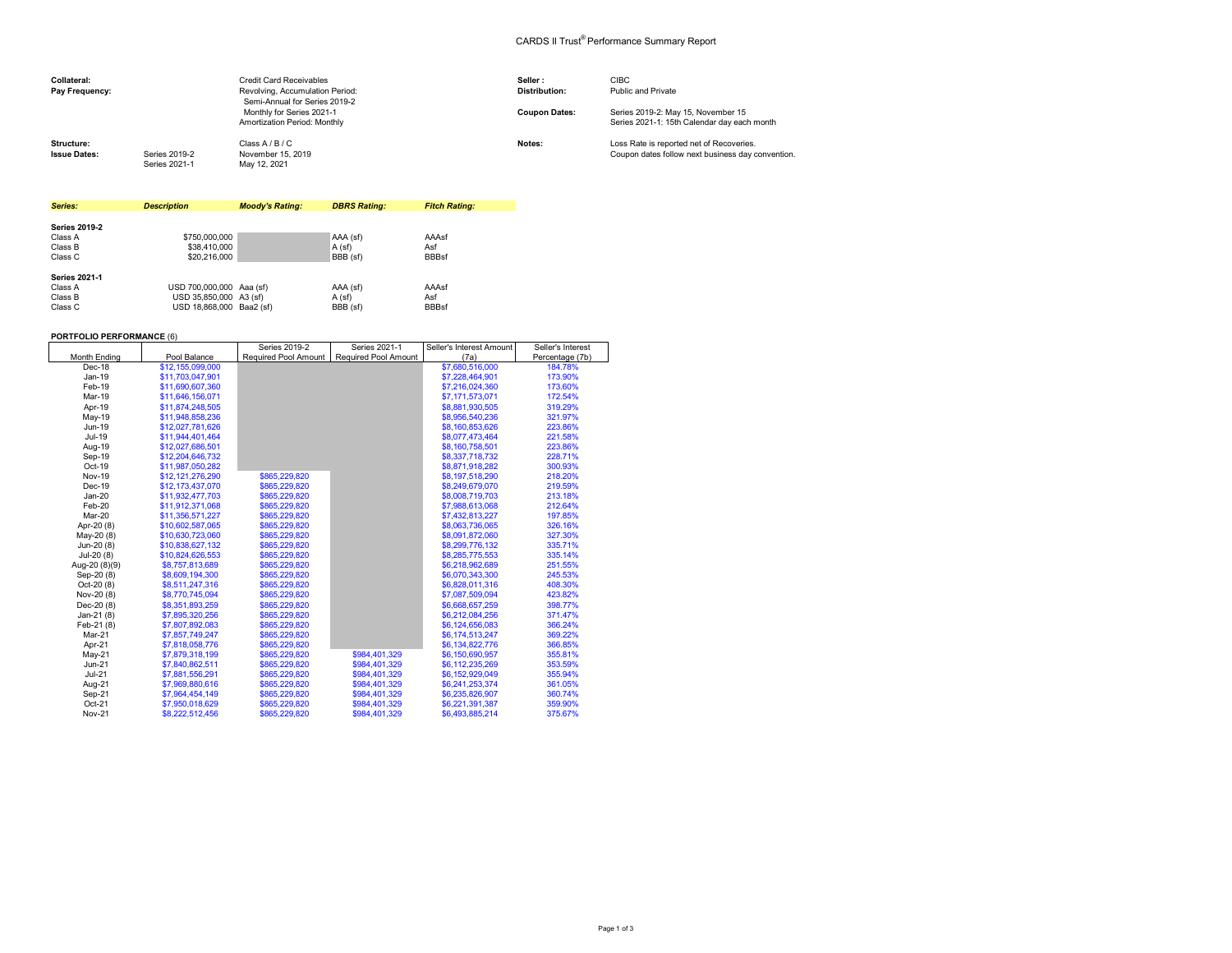# CARDS II Trust® Performance Summary Report

| | | | |
|---|---|---|---|
| **Collateral:** | Credit Card Receivables | **Seller :** | CIBC |
| **Pay Frequency:** | Revolving, Accumulation Period: Semi-Annual for Series 2019-2; Monthly for Series 2021-1; Amortization Period: Monthly | **Distribution:** | Public and Private |
| | | **Coupon Dates:** | Series 2019-2: May 15, November 15; Series 2021-1: 15th Calendar day each month |
| **Structure:** | Class A / B / C | **Notes:** | Loss Rate is reported net of Recoveries. Coupon dates follow next business day convention. |
| **Issue Dates:** | Series 2019-2: November 15, 2019; Series 2021-1: May 12, 2021 | | |

| *Series:* | *Description* | *Moody's Rating:* | *DBRS Rating:* | *Fitch Rating:* |
|---|---|---|---|---|
| **Series 2019-2** | | | | |
| Class A | $750,000,000 | | AAA (sf) | AAAsf |
| Class B | $38,410,000 | | A (sf) | Asf |
| Class C | $20,216,000 | | BBB (sf) | BBBsf |
| **Series 2021-1** | | | | |
| Class A | USD 700,000,000 | Aaa (sf) | AAA (sf) | AAAsf |
| Class B | USD 35,850,000 | A3 (sf) | A (sf) | Asf |
| Class C | USD 18,868,000 | Baa2 (sf) | BBB (sf) | BBBsf |

**PORTFOLIO PERFORMANCE** (6)

| Month Ending | Pool Balance | Series 2019-2 Required Pool Amount | Series 2021-1 Required Pool Amount | Seller's Interest Amount (7a) | Seller's Interest Percentage (7b) |
|---|---|---|---|---|---|
| Dec-18 | $12,155,099,000 | | | $7,680,516,000 | 184.78% |
| Jan-19 | $11,703,047,901 | | | $7,228,464,901 | 173.90% |
| Feb-19 | $11,690,607,360 | | | $7,216,024,360 | 173.60% |
| Mar-19 | $11,646,156,071 | | | $7,171,573,071 | 172.54% |
| Apr-19 | $11,874,248,505 | | | $8,881,930,505 | 319.29% |
| May-19 | $11,948,858,236 | | | $8,956,540,236 | 321.97% |
| Jun-19 | $12,027,781,626 | | | $8,160,853,626 | 223.86% |
| Jul-19 | $11,944,401,464 | | | $8,077,473,464 | 221.58% |
| Aug-19 | $12,027,686,501 | | | $8,160,758,501 | 223.86% |
| Sep-19 | $12,204,646,732 | | | $8,337,718,732 | 228.71% |
| Oct-19 | $11,987,050,282 | | | $8,871,918,282 | 300.93% |
| Nov-19 | $12,121,276,290 | $865,229,820 | | $8,197,518,290 | 218.20% |
| Dec-19 | $12,173,437,070 | $865,229,820 | | $8,249,679,070 | 219.59% |
| Jan-20 | $11,932,477,703 | $865,229,820 | | $8,008,719,703 | 213.18% |
| Feb-20 | $11,912,371,068 | $865,229,820 | | $7,988,613,068 | 212.64% |
| Mar-20 | $11,356,571,227 | $865,229,820 | | $7,432,813,227 | 197.85% |
| Apr-20 (8) | $10,602,587,065 | $865,229,820 | | $8,063,736,065 | 326.16% |
| May-20 (8) | $10,630,723,060 | $865,229,820 | | $8,091,872,060 | 327.30% |
| Jun-20 (8) | $10,838,627,132 | $865,229,820 | | $8,299,776,132 | 335.71% |
| Jul-20 (8) | $10,824,626,553 | $865,229,820 | | $8,285,775,553 | 335.14% |
| Aug-20 (8)(9) | $8,757,813,689 | $865,229,820 | | $6,218,962,689 | 251.55% |
| Sep-20 (8) | $8,609,194,300 | $865,229,820 | | $6,070,343,300 | 245.53% |
| Oct-20 (8) | $8,511,247,316 | $865,229,820 | | $6,828,011,316 | 408.30% |
| Nov-20 (8) | $8,770,745,094 | $865,229,820 | | $7,087,509,094 | 423.82% |
| Dec-20 (8) | $8,351,893,259 | $865,229,820 | | $6,668,657,259 | 398.77% |
| Jan-21 (8) | $7,895,320,256 | $865,229,820 | | $6,212,084,256 | 371.47% |
| Feb-21 (8) | $7,807,892,083 | $865,229,820 | | $6,124,656,083 | 366.24% |
| Mar-21 | $7,857,749,247 | $865,229,820 | | $6,174,513,247 | 369.22% |
| Apr-21 | $7,818,058,776 | $865,229,820 | | $6,134,822,776 | 366.85% |
| May-21 | $7,879,318,199 | $865,229,820 | $984,401,329 | $6,150,690,957 | 355.81% |
| Jun-21 | $7,840,862,511 | $865,229,820 | $984,401,329 | $6,112,235,269 | 353.59% |
| Jul-21 | $7,881,556,291 | $865,229,820 | $984,401,329 | $6,152,929,049 | 355.94% |
| Aug-21 | $7,969,880,616 | $865,229,820 | $984,401,329 | $6,241,253,374 | 361.05% |
| Sep-21 | $7,964,454,149 | $865,229,820 | $984,401,329 | $6,235,826,907 | 360.74% |
| Oct-21 | $7,950,018,629 | $865,229,820 | $984,401,329 | $6,221,391,387 | 359.90% |
| Nov-21 | $8,222,512,456 | $865,229,820 | $984,401,329 | $6,493,885,214 | 375.67% |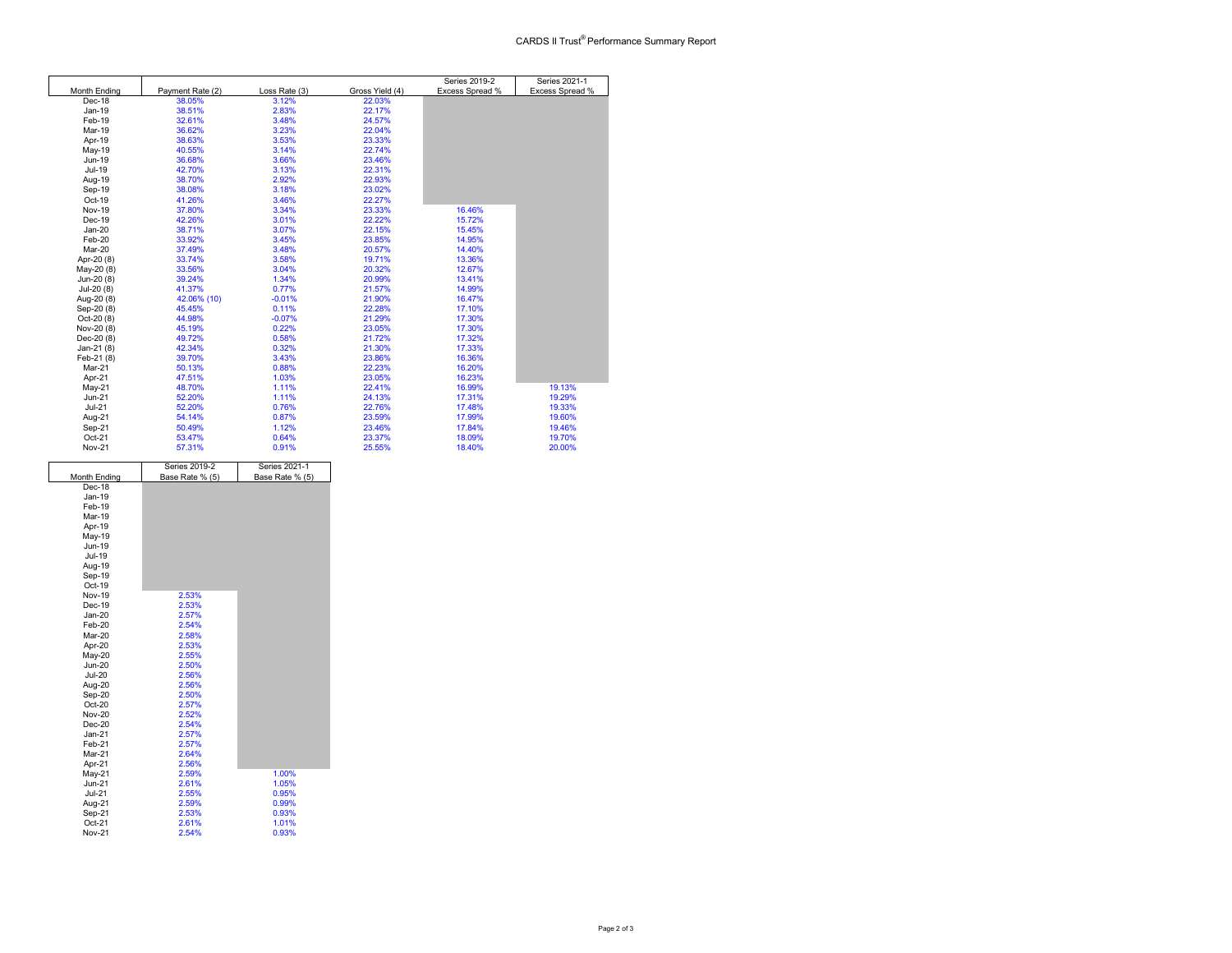# CARDS II Trust® Performance Summary Report

| Month Ending | Payment Rate (2) | Loss Rate (3) | Gross Yield (4) | Series 2019-2 Excess Spread % | Series 2021-1 Excess Spread % |
|---|---|---|---|---|---|
| Dec-18 | 38.05% | 3.12% | 22.03% | | |
| Jan-19 | 38.51% | 2.83% | 22.17% | | |
| Feb-19 | 32.61% | 3.48% | 24.57% | | |
| Mar-19 | 36.62% | 3.23% | 22.04% | | |
| Apr-19 | 38.63% | 3.53% | 23.33% | | |
| May-19 | 40.55% | 3.14% | 22.74% | | |
| Jun-19 | 36.68% | 3.66% | 23.46% | | |
| Jul-19 | 42.70% | 3.13% | 22.31% | | |
| Aug-19 | 38.70% | 2.92% | 22.93% | | |
| Sep-19 | 38.08% | 3.18% | 23.02% | | |
| Oct-19 | 41.26% | 3.46% | 22.27% | | |
| Nov-19 | 37.80% | 3.34% | 23.33% | 16.46% | |
| Dec-19 | 42.26% | 3.01% | 22.22% | 15.72% | |
| Jan-20 | 38.71% | 3.07% | 22.15% | 15.45% | |
| Feb-20 | 33.92% | 3.45% | 23.85% | 14.95% | |
| Mar-20 | 37.49% | 3.48% | 20.57% | 14.40% | |
| Apr-20 (8) | 33.74% | 3.58% | 19.71% | 13.36% | |
| May-20 (8) | 33.56% | 3.04% | 20.32% | 12.67% | |
| Jun-20 (8) | 39.24% | 1.34% | 20.99% | 13.41% | |
| Jul-20 (8) | 41.37% | 0.77% | 21.57% | 14.99% | |
| Aug-20 (8) | 42.06% (10) | -0.01% | 21.90% | 16.47% | |
| Sep-20 (8) | 45.45% | 0.11% | 22.28% | 17.10% | |
| Oct-20 (8) | 44.98% | -0.07% | 21.29% | 17.30% | |
| Nov-20 (8) | 45.19% | 0.22% | 23.05% | 17.30% | |
| Dec-20 (8) | 49.72% | 0.58% | 21.72% | 17.32% | |
| Jan-21 (8) | 42.34% | 0.32% | 21.30% | 17.33% | |
| Feb-21 (8) | 39.70% | 3.43% | 23.86% | 16.36% | |
| Mar-21 | 50.13% | 0.88% | 22.23% | 16.20% | |
| Apr-21 | 47.51% | 1.03% | 23.05% | 16.23% | |
| May-21 | 48.70% | 1.11% | 22.41% | 16.99% | 19.13% |
| Jun-21 | 52.20% | 1.11% | 24.13% | 17.31% | 19.29% |
| Jul-21 | 52.20% | 0.76% | 22.76% | 17.48% | 19.33% |
| Aug-21 | 54.14% | 0.87% | 23.59% | 17.99% | 19.60% |
| Sep-21 | 50.49% | 1.12% | 23.46% | 17.84% | 19.46% |
| Oct-21 | 53.47% | 0.64% | 23.37% | 18.09% | 19.70% |
| Nov-21 | 57.31% | 0.91% | 25.55% | 18.40% | 20.00% |

| Month Ending | Series 2019-2 Base Rate % (5) | Series 2021-1 Base Rate % (5) |
|---|---|---|
| Dec-18 | | |
| Jan-19 | | |
| Feb-19 | | |
| Mar-19 | | |
| Apr-19 | | |
| May-19 | | |
| Jun-19 | | |
| Jul-19 | | |
| Aug-19 | | |
| Sep-19 | | |
| Oct-19 | | |
| Nov-19 | 2.53% | |
| Dec-19 | 2.53% | |
| Jan-20 | 2.57% | |
| Feb-20 | 2.54% | |
| Mar-20 | 2.58% | |
| Apr-20 | 2.53% | |
| May-20 | 2.55% | |
| Jun-20 | 2.50% | |
| Jul-20 | 2.56% | |
| Aug-20 | 2.56% | |
| Sep-20 | 2.50% | |
| Oct-20 | 2.57% | |
| Nov-20 | 2.52% | |
| Dec-20 | 2.54% | |
| Jan-21 | 2.57% | |
| Feb-21 | 2.57% | |
| Mar-21 | 2.64% | |
| Apr-21 | 2.56% | |
| May-21 | 2.59% | 1.00% |
| Jun-21 | 2.61% | 1.05% |
| Jul-21 | 2.55% | 0.95% |
| Aug-21 | 2.59% | 0.99% |
| Sep-21 | 2.53% | 0.93% |
| Oct-21 | 2.61% | 1.01% |
| Nov-21 | 2.54% | 0.93% |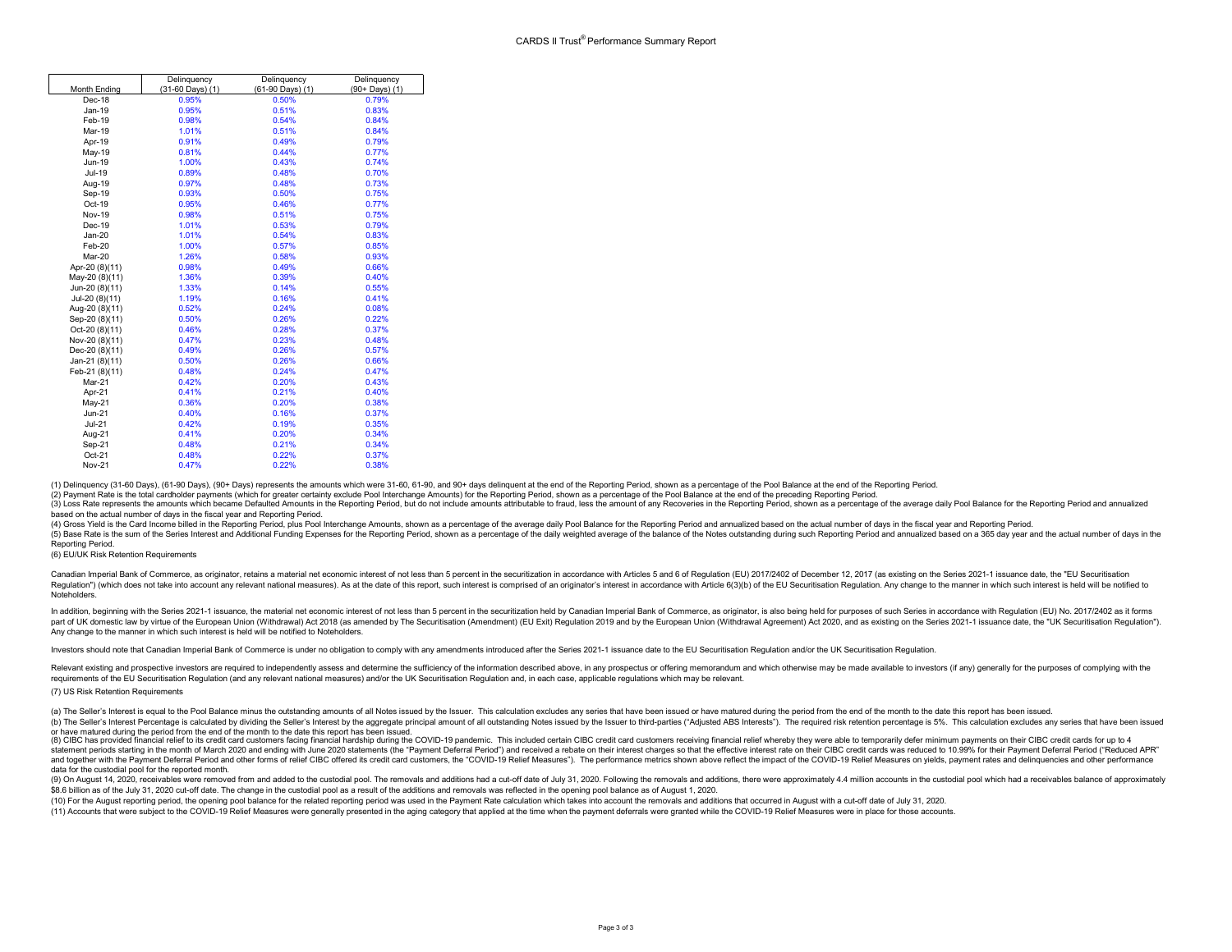# CARDS II Trust® Performance Summary Report

| Month Ending | Delinquency (31-60 Days) (1) | Delinquency (61-90 Days) (1) | Delinquency (90+ Days) (1) |
|---|---|---|---|
| Dec-18 | 0.95% | 0.50% | 0.79% |
| Jan-19 | 0.95% | 0.51% | 0.83% |
| Feb-19 | 0.98% | 0.54% | 0.84% |
| Mar-19 | 1.01% | 0.51% | 0.84% |
| Apr-19 | 0.91% | 0.49% | 0.79% |
| May-19 | 0.81% | 0.44% | 0.77% |
| Jun-19 | 1.00% | 0.43% | 0.74% |
| Jul-19 | 0.89% | 0.48% | 0.70% |
| Aug-19 | 0.97% | 0.48% | 0.73% |
| Sep-19 | 0.93% | 0.50% | 0.75% |
| Oct-19 | 0.95% | 0.46% | 0.77% |
| Nov-19 | 0.98% | 0.51% | 0.75% |
| Dec-19 | 1.01% | 0.53% | 0.79% |
| Jan-20 | 1.01% | 0.54% | 0.83% |
| Feb-20 | 1.00% | 0.57% | 0.85% |
| Mar-20 | 1.26% | 0.58% | 0.93% |
| Apr-20 (8)(11) | 0.98% | 0.49% | 0.66% |
| May-20 (8)(11) | 1.36% | 0.39% | 0.40% |
| Jun-20 (8)(11) | 1.33% | 0.14% | 0.55% |
| Jul-20 (8)(11) | 1.19% | 0.16% | 0.41% |
| Aug-20 (8)(11) | 0.52% | 0.24% | 0.08% |
| Sep-20 (8)(11) | 0.50% | 0.26% | 0.22% |
| Oct-20 (8)(11) | 0.46% | 0.28% | 0.37% |
| Nov-20 (8)(11) | 0.47% | 0.23% | 0.48% |
| Dec-20 (8)(11) | 0.49% | 0.26% | 0.57% |
| Jan-21 (8)(11) | 0.50% | 0.26% | 0.66% |
| Feb-21 (8)(11) | 0.48% | 0.24% | 0.47% |
| Mar-21 | 0.42% | 0.20% | 0.43% |
| Apr-21 | 0.41% | 0.21% | 0.40% |
| May-21 | 0.36% | 0.20% | 0.38% |
| Jun-21 | 0.40% | 0.16% | 0.37% |
| Jul-21 | 0.42% | 0.19% | 0.35% |
| Aug-21 | 0.41% | 0.20% | 0.34% |
| Sep-21 | 0.48% | 0.21% | 0.34% |
| Oct-21 | 0.48% | 0.22% | 0.37% |
| Nov-21 | 0.47% | 0.22% | 0.38% |

(1) Delinquency (31-60 Days), (61-90 Days), (90+ Days) represents the amounts which were 31-60, 61-90, and 90+ days delinquent at the end of the Reporting Period, shown as a percentage of the Pool Balance at the end of the Reporting Period.

(2) Payment Rate is the total cardholder payments (which for greater certainty exclude Pool Interchange Amounts) for the Reporting Period, shown as a percentage of the Pool Balance at the end of the preceding Reporting Period.

(3) Loss Rate represents the amounts which became Defaulted Amounts in the Reporting Period, but do not include amounts attributable to fraud, less the amount of any Recoveries in the Reporting Period, shown as a percentage of the average daily Pool Balance for the Reporting Period and annualized based on the actual number of days in the fiscal year and Reporting Period.

(4) Gross Yield is the Card Income billed in the Reporting Period, plus Pool Interchange Amounts, shown as a percentage of the average daily Pool Balance for the Reporting Period and annualized based on the actual number of days in the fiscal year and Reporting Period.

(5) Base Rate is the sum of the Series Interest and Additional Funding Expenses for the Reporting Period, shown as a percentage of the daily weighted average of the balance of the Notes outstanding during such Reporting Period and annualized based on a 365 day year and the actual number of days in the Reporting Period.

(6) EU/UK Risk Retention Requirements

Canadian Imperial Bank of Commerce, as originator, retains a material net economic interest of not less than 5 percent in the securitization in accordance with Articles 5 and 6 of Regulation (EU) 2017/2402 of December 12, 2017 (as existing on the Series 2021-1 issuance date, the "EU Securitisation Regulation") (which does not take into account any relevant national measures). As at the date of this report, such interest is comprised of an originator's interest in accordance with Article 6(3)(b) of the EU Securitisation Regulation. Any change to the manner in which such interest is held will be notified to Noteholders.

In addition, beginning with the Series 2021-1 issuance, the material net economic interest of not less than 5 percent in the securitization held by Canadian Imperial Bank of Commerce, as originator, is also being held for purposes of such Series in accordance with Regulation (EU) No. 2017/2402 as it forms part of UK domestic law by virtue of the European Union (Withdrawal) Act 2018 (as amended by The Securitisation (Amendment) (EU Exit) Regulation 2019 and by the European Union (Withdrawal Agreement) Act 2020, and as existing on the Series 2021-1 issuance date, the "UK Securitisation Regulation"). Any change to the manner in which such interest is held will be notified to Noteholders.

Investors should note that Canadian Imperial Bank of Commerce is under no obligation to comply with any amendments introduced after the Series 2021-1 issuance date to the EU Securitisation Regulation and/or the UK Securitisation Regulation.

Relevant existing and prospective investors are required to independently assess and determine the sufficiency of the information described above, in any prospectus or offering memorandum and which otherwise may be made available to investors (if any) generally for the purposes of complying with the requirements of the EU Securitisation Regulation (and any relevant national measures) and/or the UK Securitisation Regulation and, in each case, applicable regulations which may be relevant.

(7) US Risk Retention Requirements

(a) The Seller's Interest is equal to the Pool Balance minus the outstanding amounts of all Notes issued by the Issuer. This calculation excludes any series that have been issued or have matured during the period from the end of the month to the date this report has been issued.

(b) The Seller's Interest Percentage is calculated by dividing the Seller's Interest by the aggregate principal amount of all outstanding Notes issued by the Issuer to third-parties ("Adjusted ABS Interests"). The required risk retention percentage is 5%. This calculation excludes any series that have been issued or have matured during the period from the end of the month to the date this report has been issued.

(8) CIBC has provided financial relief to its credit card customers facing financial hardship during the COVID-19 pandemic. This included certain CIBC credit card customers receiving financial relief whereby they were able to temporarily defer minimum payments on their CIBC credit cards for up to 4 statement periods starting in the month of March 2020 and ending with June 2020 statements (the "Payment Deferral Period") and received a rebate on their interest charges so that the effective interest rate on their CIBC credit cards was reduced to 10.99% for their Payment Deferral Period ("Reduced APR" and together with the Payment Deferral Period and other forms of relief CIBC offered its credit card customers, the "COVID-19 Relief Measures"). The performance metrics shown above reflect the impact of the COVID-19 Relief Measures on yields, payment rates and delinquencies and other performance data for the custodial pool for the reported month.

(9) On August 14, 2020, receivables were removed from and added to the custodial pool. The removals and additions had a cut-off date of July 31, 2020. Following the removals and additions, there were approximately 4.4 million accounts in the custodial pool which had a receivables balance of approximately $8.6 billion as of the July 31, 2020 cut-off date. The change in the custodial pool as a result of the additions and removals was reflected in the opening pool balance as of August 1, 2020.

(10) For the August reporting period, the opening pool balance for the related reporting period was used in the Payment Rate calculation which takes into account the removals and additions that occurred in August with a cut-off date of July 31, 2020.

(11) Accounts that were subject to the COVID-19 Relief Measures were generally presented in the aging category that applied at the time when the payment deferrals were granted while the COVID-19 Relief Measures were in place for those accounts.